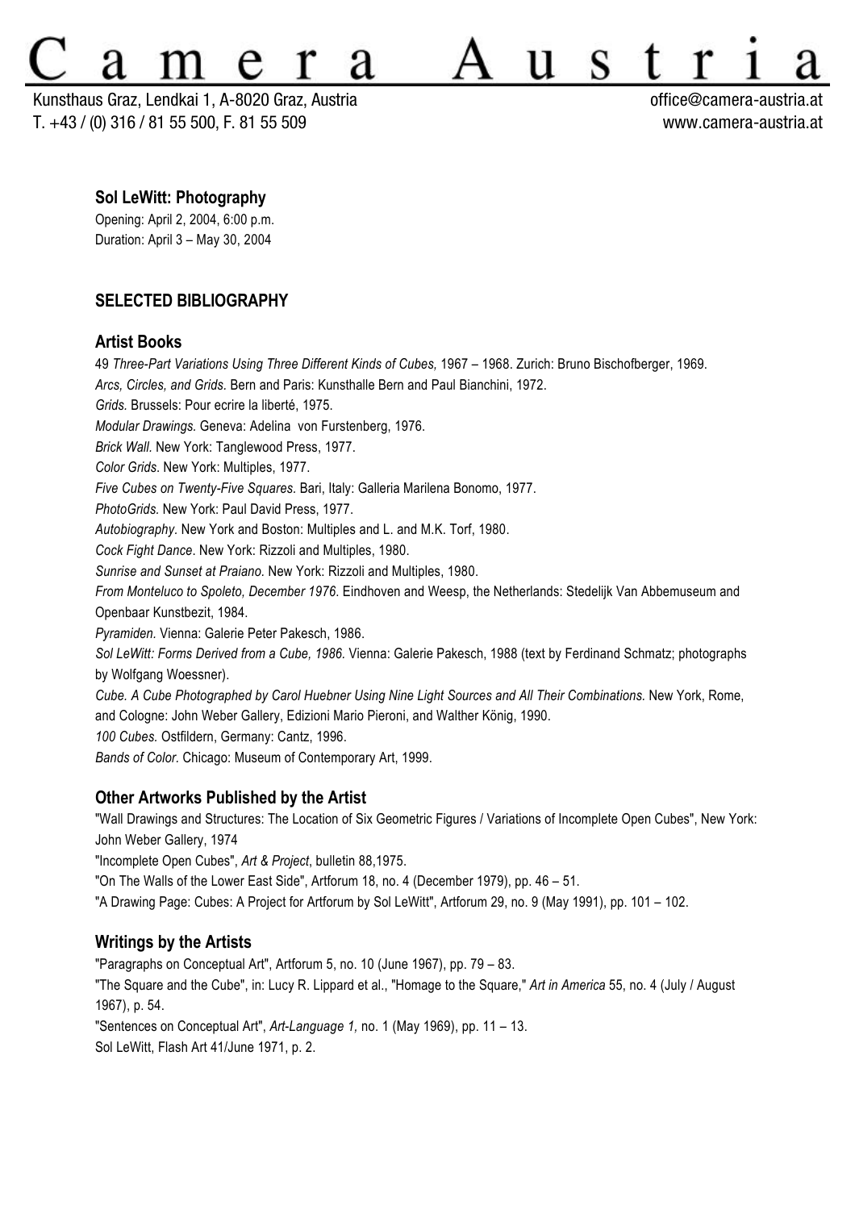# Camera Austria

Kunsthaus Graz, Lendkai 1, A-8020 Graz, Austria
T. +43 / (0) 316 / 81 55 500, F. 81 55 509

office@camera-austria.at
www.camera-austria.at

**Sol LeWitt: Photography**

Opening: April 2, 2004, 6:00 p.m.
Duration: April 3 – May 30, 2004

## SELECTED BIBLIOGRAPHY

### Artist Books

49 *Three-Part Variations Using Three Different Kinds of Cubes,* 1967 – 1968. Zurich: Bruno Bischofberger, 1969.
*Arcs, Circles, and Grids.* Bern and Paris: Kunsthalle Bern and Paul Bianchini, 1972.
*Grids.* Brussels: Pour ecrire la liberté, 1975.
*Modular Drawings.* Geneva: Adelina von Furstenberg, 1976.
*Brick Wall.* New York: Tanglewood Press, 1977.
*Color Grids.* New York: Multiples, 1977.
*Five Cubes on Twenty-Five Squares.* Bari, Italy: Galleria Marilena Bonomo, 1977.
*PhotoGrids.* New York: Paul David Press, 1977.
*Autobiography.* New York and Boston: Multiples and L. and M.K. Torf, 1980.
*Cock Fight Dance.* New York: Rizzoli and Multiples, 1980.
*Sunrise and Sunset at Praiano.* New York: Rizzoli and Multiples, 1980.
*From Monteluco to Spoleto, December 1976.* Eindhoven and Weesp, the Netherlands: Stedelijk Van Abbemuseum and Openbaar Kunstbezit, 1984.
*Pyramiden.* Vienna: Galerie Peter Pakesch, 1986.
*Sol LeWitt: Forms Derived from a Cube, 1986.* Vienna: Galerie Pakesch, 1988 (text by Ferdinand Schmatz; photographs by Wolfgang Woessner).
*Cube. A Cube Photographed by Carol Huebner Using Nine Light Sources and All Their Combinations.* New York, Rome, and Cologne: John Weber Gallery, Edizioni Mario Pieroni, and Walther König, 1990.
*100 Cubes.* Ostfildern, Germany: Cantz, 1996.
*Bands of Color.* Chicago: Museum of Contemporary Art, 1999.

### Other Artworks Published by the Artist

"Wall Drawings and Structures: The Location of Six Geometric Figures / Variations of Incomplete Open Cubes", New York: John Weber Gallery, 1974
"Incomplete Open Cubes", *Art & Project*, bulletin 88,1975.
"On The Walls of the Lower East Side", Artforum 18, no. 4 (December 1979), pp. 46 – 51.
"A Drawing Page: Cubes: A Project for Artforum by Sol LeWitt", Artforum 29, no. 9 (May 1991), pp. 101 – 102.

### Writings by the Artists

"Paragraphs on Conceptual Art", Artforum 5, no. 10 (June 1967), pp. 79 – 83.
"The Square and the Cube", in: Lucy R. Lippard et al., "Homage to the Square," *Art in America* 55, no. 4 (July / August 1967), p. 54.
"Sentences on Conceptual Art", *Art-Language 1,* no. 1 (May 1969), pp. 11 – 13.
Sol LeWitt, Flash Art 41/June 1971, p. 2.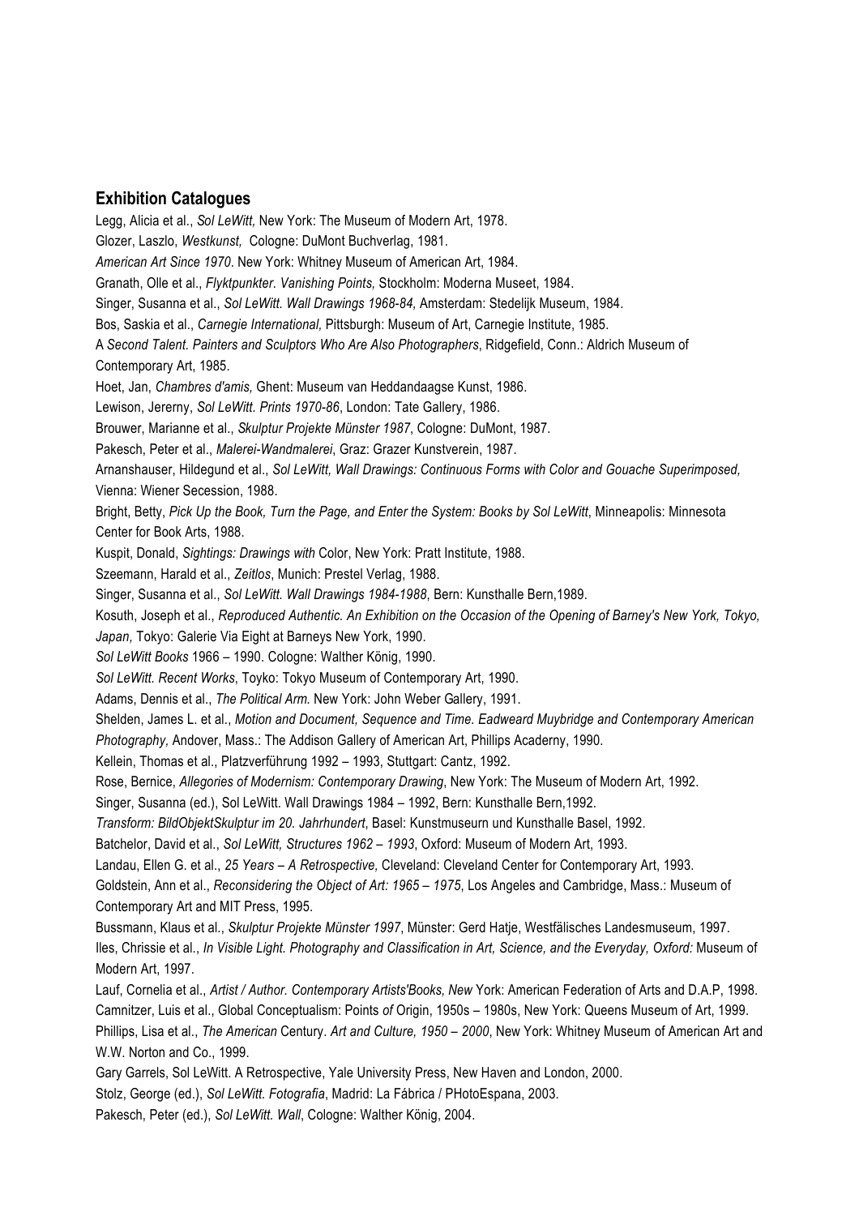## Exhibition Catalogues

Legg, Alicia et al., *Sol LeWitt,* New York: The Museum of Modern Art, 1978.

Glozer, Laszlo, *Westkunst,* Cologne: DuMont Buchverlag, 1981.

*American Art Since 1970*. New York: Whitney Museum of American Art, 1984.

Granath, Olle et al., *Flyktpunkter. Vanishing Points,* Stockholm: Moderna Museet, 1984.

Singer, Susanna et al., *Sol LeWitt. Wall Drawings 1968-84,* Amsterdam: Stedelijk Museum, 1984.

Bos, Saskia et al., *Carnegie International,* Pittsburgh: Museum of Art, Carnegie Institute, 1985.

A *Second Talent. Painters and Sculptors Who Are Also Photographers*, Ridgefield, Conn.: Aldrich Museum of Contemporary Art, 1985.

Hoet, Jan, *Chambres d'amis,* Ghent: Museum van Heddandaagse Kunst, 1986.

Lewison, Jererny, *Sol LeWitt. Prints 1970-86*, London: Tate Gallery, 1986.

Brouwer, Marianne et al., *Skulptur Projekte Münster 1987*, Cologne: DuMont, 1987.

Pakesch, Peter et al., *Malerei-Wandmalerei*, Graz: Grazer Kunstverein, 1987.

Arnanshauser, Hildegund et al., *Sol LeWitt, Wall Drawings: Continuous Forms with Color and Gouache Superimposed,* Vienna: Wiener Secession, 1988.

Bright, Betty, *Pick Up the Book, Turn the Page, and Enter the System: Books by Sol LeWitt*, Minneapolis: Minnesota Center for Book Arts, 1988.

Kuspit, Donald, *Sightings: Drawings with* Color, New York: Pratt Institute, 1988.

Szeemann, Harald et al., *Zeitlos*, Munich: Prestel Verlag, 1988.

Singer, Susanna et al., *Sol LeWitt. Wall Drawings 1984-1988*, Bern: Kunsthalle Bern,1989.

Kosuth, Joseph et al., *Reproduced Authentic. An Exhibition on the Occasion of the Opening of Barney's New York, Tokyo, Japan,* Tokyo: Galerie Via Eight at Barneys New York, 1990.

*Sol LeWitt Books* 1966 – 1990. Cologne: Walther König, 1990.

*Sol LeWitt. Recent Works*, Toyko: Tokyo Museum of Contemporary Art, 1990.

Adams, Dennis et al., *The Political Arm.* New York: John Weber Gallery, 1991.

Shelden, James L. et al., *Motion and Document, Sequence and Time. Eadweard Muybridge and Contemporary American Photography,* Andover, Mass.: The Addison Gallery of American Art, Phillips Acaderny, 1990.

Kellein, Thomas et al., Platzverführung 1992 – 1993, Stuttgart: Cantz, 1992.

Rose, Bernice, *Allegories of Modernism: Contemporary Drawing*, New York: The Museum of Modern Art, 1992.

Singer, Susanna (ed.), Sol LeWitt. Wall Drawings 1984 – 1992, Bern: Kunsthalle Bern,1992.

*Transform: BildObjektSkulptur im 20. Jahrhundert*, Basel: Kunstmuseurn und Kunsthalle Basel, 1992.

Batchelor, David et al., *Sol LeWitt, Structures 1962 – 1993*, Oxford: Museum of Modern Art, 1993.

Landau, Ellen G. et al., *25 Years – A Retrospective,* Cleveland: Cleveland Center for Contemporary Art, 1993.

Goldstein, Ann et al., *Reconsidering the Object of Art: 1965 – 1975*, Los Angeles and Cambridge, Mass.: Museum of Contemporary Art and MIT Press, 1995.

Bussmann, Klaus et al., *Skulptur Projekte Münster 1997*, Münster: Gerd Hatje, Westfälisches Landesmuseum, 1997.

Iles, Chrissie et al., *In Visible Light. Photography and Classification in Art, Science, and the Everyday, Oxford:* Museum of Modern Art, 1997.

Lauf, Cornelia et al., *Artist / Author. Contemporary Artists'Books, New* York: American Federation of Arts and D.A.P, 1998.

Camnitzer, Luis et al., Global Conceptualism: Points *of* Origin, 1950s – 1980s, New York: Queens Museum of Art, 1999.

Phillips, Lisa et al., *The American* Century. *Art and Culture, 1950 – 2000*, New York: Whitney Museum of American Art and W.W. Norton and Co., 1999.

Gary Garrels, Sol LeWitt. A Retrospective, Yale University Press, New Haven and London, 2000.

Stolz, George (ed.), *Sol LeWitt. Fotografia*, Madrid: La Fábrica / PHotoEspana, 2003.

Pakesch, Peter (ed.), *Sol LeWitt. Wall*, Cologne: Walther König, 2004.